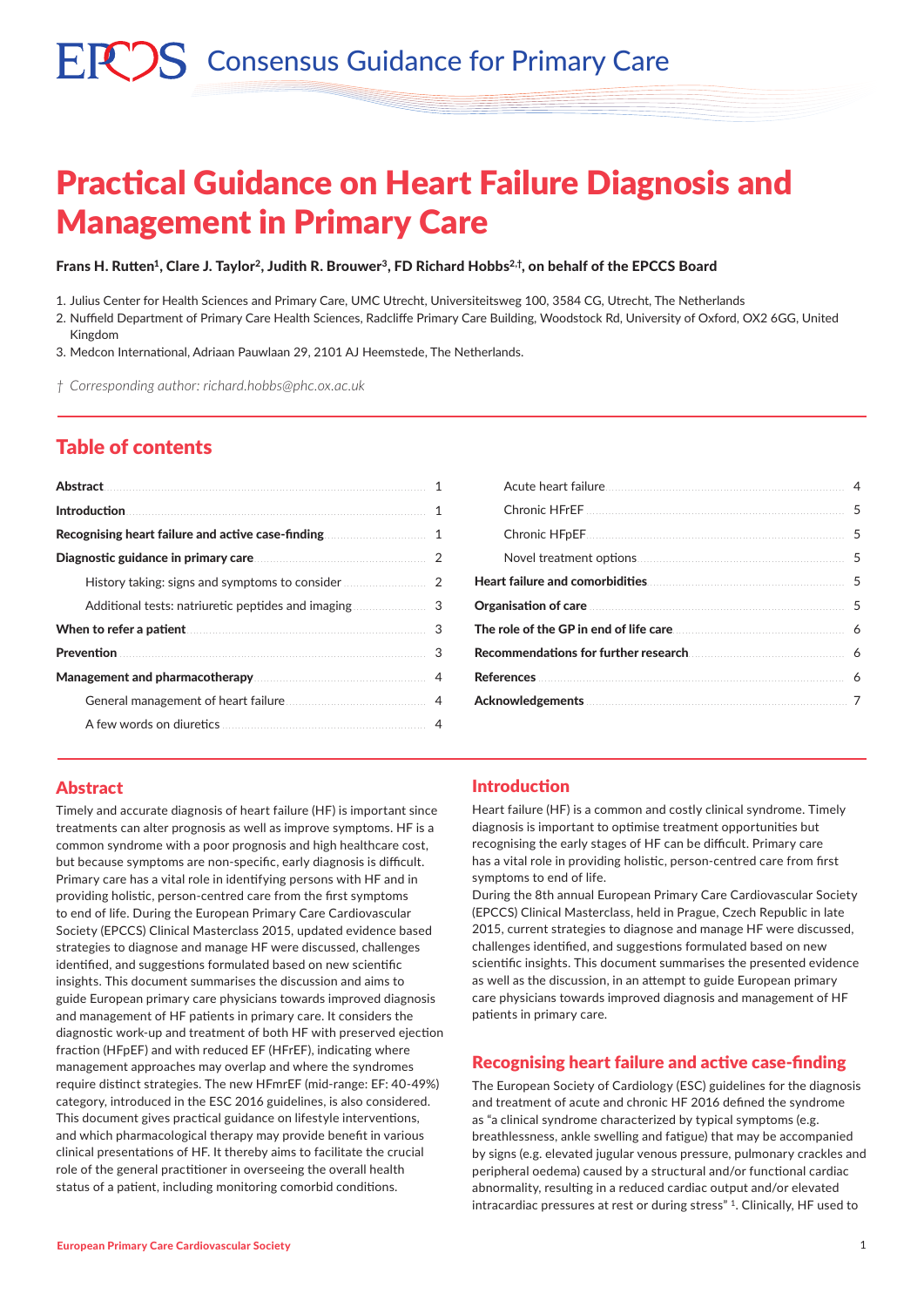EPCCS Consensus Guidance for Primary Care

# Practical Guidance on Heart Failure Diagnosis and Management in Primary Care

**Frans H. Rutten[1], Clare J. Taylor[2], Judith R. Brouwer[3], FD Richard Hobbs[2,†], on behalf of the EPCCS Board**

1. Julius Center for Health Sciences and Primary Care, UMC Utrecht, Universiteitsweg 100, 3584 CG, Utrecht, The Netherlands
2. Nuffield Department of Primary Care Health Sciences, Radcliffe Primary Care Building, Woodstock Rd, University of Oxford, OX2 6GG, United Kingdom
3. Medcon International, Adriaan Pauwlaan 29, 2101 AJ Heemstede, The Netherlands.

† *Corresponding author: richard.hobbs@phc.ox.ac.uk*

## Table of contents

| | |
|---|---|
| **Abstract** | 1 |
| **Introduction** | 1 |
| **Recognising heart failure and active case-finding** | 1 |
| **Diagnostic guidance in primary care** | 2 |
| History taking: signs and symptoms to consider | 2 |
| Additional tests: natriuretic peptides and imaging | 3 |
| **When to refer a patient** | 3 |
| **Prevention** | 3 |
| **Management and pharmacotherapy** | 4 |
| General management of heart failure | 4 |
| A few words on diuretics | 4 |
| Acute heart failure | 4 |
| Chronic HFrEF | 5 |
| Chronic HFpEF | 5 |
| Novel treatment options | 5 |
| **Heart failure and comorbidities** | 5 |
| **Organisation of care** | 5 |
| **The role of the GP in end of life care** | 6 |
| **Recommendations for further research** | 6 |
| **References** | 6 |
| **Acknowledgements** | 7 |

## Abstract

Timely and accurate diagnosis of heart failure (HF) is important since treatments can alter prognosis as well as improve symptoms. HF is a common syndrome with a poor prognosis and high healthcare cost, but because symptoms are non-specific, early diagnosis is difficult. Primary care has a vital role in identifying persons with HF and in providing holistic, person-centred care from the first symptoms to end of life. During the European Primary Care Cardiovascular Society (EPCCS) Clinical Masterclass 2015, updated evidence based strategies to diagnose and manage HF were discussed, challenges identified, and suggestions formulated based on new scientific insights. This document summarises the discussion and aims to guide European primary care physicians towards improved diagnosis and management of HF patients in primary care. It considers the diagnostic work-up and treatment of both HF with preserved ejection fraction (HFpEF) and with reduced EF (HFrEF), indicating where management approaches may overlap and where the syndromes require distinct strategies. The new HFmrEF (mid-range: EF: 40-49%) category, introduced in the ESC 2016 guidelines, is also considered. This document gives practical guidance on lifestyle interventions, and which pharmacological therapy may provide benefit in various clinical presentations of HF. It thereby aims to facilitate the crucial role of the general practitioner in overseeing the overall health status of a patient, including monitoring comorbid conditions.

## Introduction

Heart failure (HF) is a common and costly clinical syndrome. Timely diagnosis is important to optimise treatment opportunities but recognising the early stages of HF can be difficult. Primary care has a vital role in providing holistic, person-centred care from first symptoms to end of life.

During the 8th annual European Primary Care Cardiovascular Society (EPCCS) Clinical Masterclass, held in Prague, Czech Republic in late 2015, current strategies to diagnose and manage HF were discussed, challenges identified, and suggestions formulated based on new scientific insights. This document summarises the presented evidence as well as the discussion, in an attempt to guide European primary care physicians towards improved diagnosis and management of HF patients in primary care.

## Recognising heart failure and active case-finding

The European Society of Cardiology (ESC) guidelines for the diagnosis and treatment of acute and chronic HF 2016 defined the syndrome as "a clinical syndrome characterized by typical symptoms (e.g. breathlessness, ankle swelling and fatigue) that may be accompanied by signs (e.g. elevated jugular venous pressure, pulmonary crackles and peripheral oedema) caused by a structural and/or functional cardiac abnormality, resulting in a reduced cardiac output and/or elevated intracardiac pressures at rest or during stress" [1]. Clinically, HF used to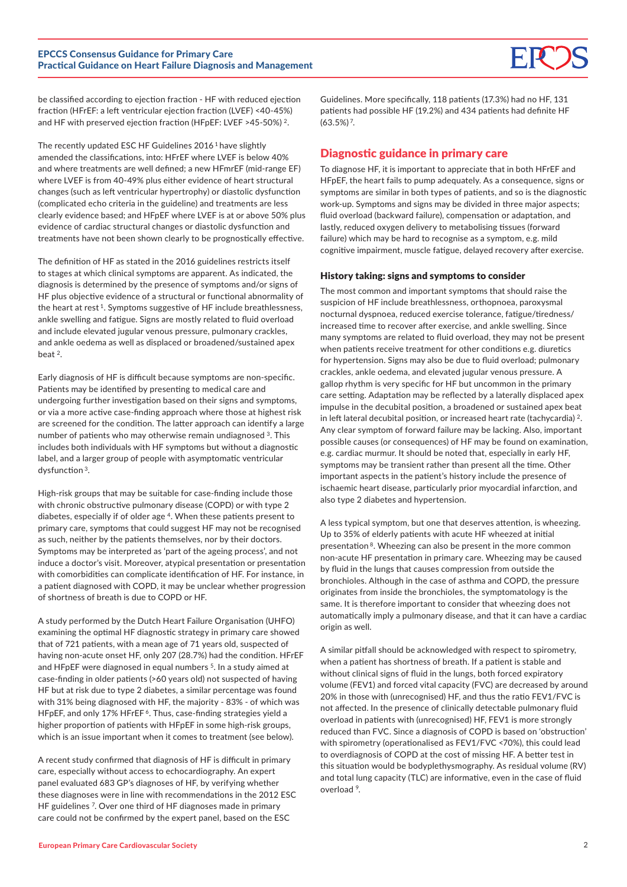be classified according to ejection fraction - HF with reduced ejection fraction (HFrEF: a left ventricular ejection fraction (LVEF) <40-45%) and HF with preserved ejection fraction (HFpEF: LVEF >45-50%) [2].

The recently updated ESC HF Guidelines 2016 [1] have slightly amended the classifications, into: HFrEF where LVEF is below 40% and where treatments are well defined; a new HFmrEF (mid-range EF) where LVEF is from 40-49% plus either evidence of heart structural changes (such as left ventricular hypertrophy) or diastolic dysfunction (complicated echo criteria in the guideline) and treatments are less clearly evidence based; and HFpEF where LVEF is at or above 50% plus evidence of cardiac structural changes or diastolic dysfunction and treatments have not been shown clearly to be prognostically effective.

The definition of HF as stated in the 2016 guidelines restricts itself to stages at which clinical symptoms are apparent. As indicated, the diagnosis is determined by the presence of symptoms and/or signs of HF plus objective evidence of a structural or functional abnormality of the heart at rest [1]. Symptoms suggestive of HF include breathlessness, ankle swelling and fatigue. Signs are mostly related to fluid overload and include elevated jugular venous pressure, pulmonary crackles, and ankle oedema as well as displaced or broadened/sustained apex beat [2].

Early diagnosis of HF is difficult because symptoms are non-specific. Patients may be identified by presenting to medical care and undergoing further investigation based on their signs and symptoms, or via a more active case-finding approach where those at highest risk are screened for the condition. The latter approach can identify a large number of patients who may otherwise remain undiagnosed [3]. This includes both individuals with HF symptoms but without a diagnostic label, and a larger group of people with asymptomatic ventricular dysfunction [3].

High-risk groups that may be suitable for case-finding include those with chronic obstructive pulmonary disease (COPD) or with type 2 diabetes, especially if of older age [4]. When these patients present to primary care, symptoms that could suggest HF may not be recognised as such, neither by the patients themselves, nor by their doctors. Symptoms may be interpreted as 'part of the ageing process', and not induce a doctor's visit. Moreover, atypical presentation or presentation with comorbidities can complicate identification of HF. For instance, in a patient diagnosed with COPD, it may be unclear whether progression of shortness of breath is due to COPD or HF.

A study performed by the Dutch Heart Failure Organisation (UHFO) examining the optimal HF diagnostic strategy in primary care showed that of 721 patients, with a mean age of 71 years old, suspected of having non-acute onset HF, only 207 (28.7%) had the condition. HFrEF and HFpEF were diagnosed in equal numbers [5]. In a study aimed at case-finding in older patients (>60 years old) not suspected of having HF but at risk due to type 2 diabetes, a similar percentage was found with 31% being diagnosed with HF, the majority - 83% - of which was HFpEF, and only 17% HFrEF [6]. Thus, case-finding strategies yield a higher proportion of patients with HFpEF in some high-risk groups, which is an issue important when it comes to treatment (see below).

A recent study confirmed that diagnosis of HF is difficult in primary care, especially without access to echocardiography. An expert panel evaluated 683 GP's diagnoses of HF, by verifying whether these diagnoses were in line with recommendations in the 2012 ESC HF guidelines [7]. Over one third of HF diagnoses made in primary care could not be confirmed by the expert panel, based on the ESC Guidelines. More specifically, 118 patients (17.3%) had no HF, 131 patients had possible HF (19.2%) and 434 patients had definite HF (63.5%) [7].

## Diagnostic guidance in primary care

To diagnose HF, it is important to appreciate that in both HFrEF and HFpEF, the heart fails to pump adequately. As a consequence, signs or symptoms are similar in both types of patients, and so is the diagnostic work-up. Symptoms and signs may be divided in three major aspects; fluid overload (backward failure), compensation or adaptation, and lastly, reduced oxygen delivery to metabolising tissues (forward failure) which may be hard to recognise as a symptom, e.g. mild cognitive impairment, muscle fatigue, delayed recovery after exercise.

### History taking: signs and symptoms to consider

The most common and important symptoms that should raise the suspicion of HF include breathlessness, orthopnoea, paroxysmal nocturnal dyspnoea, reduced exercise tolerance, fatigue/tiredness/ increased time to recover after exercise, and ankle swelling. Since many symptoms are related to fluid overload, they may not be present when patients receive treatment for other conditions e.g. diuretics for hypertension. Signs may also be due to fluid overload; pulmonary crackles, ankle oedema, and elevated jugular venous pressure. A gallop rhythm is very specific for HF but uncommon in the primary care setting. Adaptation may be reflected by a laterally displaced apex impulse in the decubital position, a broadened or sustained apex beat in left lateral decubital position, or increased heart rate (tachycardia) [2]. Any clear symptom of forward failure may be lacking. Also, important possible causes (or consequences) of HF may be found on examination, e.g. cardiac murmur. It should be noted that, especially in early HF, symptoms may be transient rather than present all the time. Other important aspects in the patient's history include the presence of ischaemic heart disease, particularly prior myocardial infarction, and also type 2 diabetes and hypertension.

A less typical symptom, but one that deserves attention, is wheezing. Up to 35% of elderly patients with acute HF wheezed at initial presentation [8]. Wheezing can also be present in the more common non-acute HF presentation in primary care. Wheezing may be caused by fluid in the lungs that causes compression from outside the bronchioles. Although in the case of asthma and COPD, the pressure originates from inside the bronchioles, the symptomatology is the same. It is therefore important to consider that wheezing does not automatically imply a pulmonary disease, and that it can have a cardiac origin as well.

A similar pitfall should be acknowledged with respect to spirometry, when a patient has shortness of breath. If a patient is stable and without clinical signs of fluid in the lungs, both forced expiratory volume (FEV1) and forced vital capacity (FVC) are decreased by around 20% in those with (unrecognised) HF, and thus the ratio FEV1/FVC is not affected. In the presence of clinically detectable pulmonary fluid overload in patients with (unrecognised) HF, FEV1 is more strongly reduced than FVC. Since a diagnosis of COPD is based on 'obstruction' with spirometry (operationalised as FEV1/FVC <70%), this could lead to overdiagnosis of COPD at the cost of missing HF. A better test in this situation would be bodyplethysmography. As residual volume (RV) and total lung capacity (TLC) are informative, even in the case of fluid overload [9].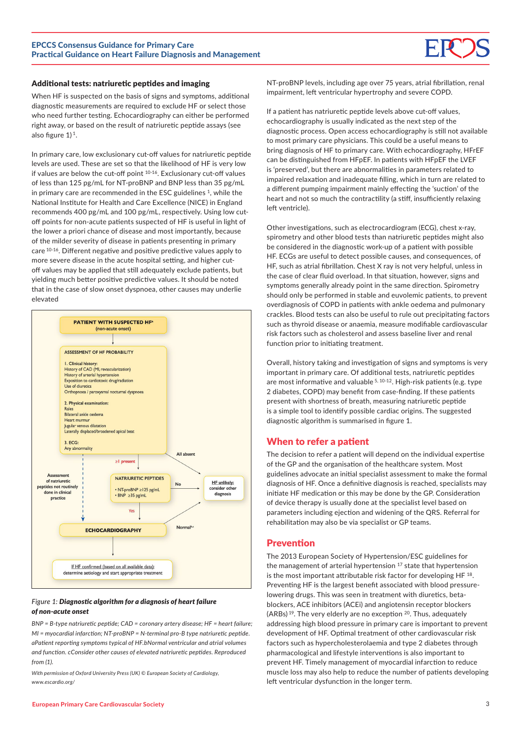## Additional tests: natriuretic peptides and imaging

When HF is suspected on the basis of signs and symptoms, additional diagnostic measurements are required to exclude HF or select those who need further testing. Echocardiography can either be performed right away, or based on the result of natriuretic peptide assays (see also figure 1)[1].

In primary care, low exclusionary cut-off values for natriuretic peptide levels are used. These are set so that the likelihood of HF is very low if values are below the cut-off point[10-16]. Exclusionary cut-off values of less than 125 pg/mL for NT-proBNP and BNP less than 35 pg/mL in primary care are recommended in the ESC guidelines[1], while the National Institute for Health and Care Excellence (NICE) in England recommends 400 pg/mL and 100 pg/mL, respectively. Using low cut-off points for non-acute patients suspected of HF is useful in light of the lower a priori chance of disease and most importantly, because of the milder severity of disease in patients presenting in primary care[10-16]. Different negative and positive predictive values apply to more severe disease in the acute hospital setting, and higher cut-off values may be applied that still adequately exclude patients, but yielding much better positive predictive values. It should be noted that in the case of slow onset dyspnoea, other causes may underlie elevated

PATIENT WITH SUSPECTED HF[a] (non-acute onset)

ASSESSMENT OF HF PROBABILITY

1. Clinical history:
History of CAD (MI, revascularization)
History of arterial hypertension
Exposition to cardiotoxic drug/radiation
Use of diuretics
Orthopnoea / paroxysmal nocturnal dyspnoea

2. Physical examination:
Rales
Bilateral ankle oedema
Heart murmur
Jugular venous dilatation
Laterally displaced/broadened apical beat

3. ECG:
Any abnormality

≥1 present — All absent

Assessment of natriuretic peptides not routinely done in clinical practice

NATRIURETIC PEPTIDES
• NT-proBNP ≥125 pg/mL
• BNP ≥35 pg/mL

No — HF unlikely: consider other diagnosis

Yes

ECHOCARDIOGRAPHY — Normal[b,c]

If HF confirmed (based on all available data): determine aetiology and start appropriate treatment

*Figure 1:* ***Diagnostic algorithm for a diagnosis of heart failure of non-acute onset***

*BNP = B-type natriuretic peptide; CAD = coronary artery disease; HF = heart failure; MI = myocardial infarction; NT-proBNP = N-terminal pro-B type natriuretic peptide. aPatient reporting symptoms typical of HF.bNormal ventricular and atrial volumes and function. cConsider other causes of elevated natriuretic peptides. Reproduced from (1).*

*With permission of Oxford University Press (UK) © European Society of Cardiology, www.escardio.org/*

NT-proBNP levels, including age over 75 years, atrial fibrillation, renal impairment, left ventricular hypertrophy and severe COPD.

If a patient has natriuretic peptide levels above cut-off values, echocardiography is usually indicated as the next step of the diagnostic process. Open access echocardiography is still not available to most primary care physicians. This could be a useful means to bring diagnosis of HF to primary care. With echocardiography, HFrEF can be distinguished from HFpEF. In patients with HFpEF the LVEF is 'preserved', but there are abnormalities in parameters related to impaired relaxation and inadequate filling, which in turn are related to a different pumping impairment mainly effecting the 'suction' of the heart and not so much the contractility (a stiff, insufficiently relaxing left ventricle).

Other investigations, such as electrocardiogram (ECG), chest x-ray, spirometry and other blood tests than natriuretic peptides might also be considered in the diagnostic work-up of a patient with possible HF. ECGs are useful to detect possible causes, and consequences, of HF, such as atrial fibrillation. Chest X ray is not very helpful, unless in the case of clear fluid overload. In that situation, however, signs and symptoms generally already point in the same direction. Spirometry should only be performed in stable and euvolemic patients, to prevent overdiagnosis of COPD in patients with ankle oedema and pulmonary crackles. Blood tests can also be useful to rule out precipitating factors such as thyroid disease or anaemia, measure modifiable cardiovascular risk factors such as cholesterol and assess baseline liver and renal function prior to initiating treatment.

Overall, history taking and investigation of signs and symptoms is very important in primary care. Of additional tests, natriuretic peptides are most informative and valuable[5, 10-12]. High-risk patients (e.g. type 2 diabetes, COPD) may benefit from case-finding. If these patients present with shortness of breath, measuring natriuretic peptide is a simple tool to identify possible cardiac origins. The suggested diagnostic algorithm is summarised in figure 1.

## When to refer a patient

The decision to refer a patient will depend on the individual expertise of the GP and the organisation of the healthcare system. Most guidelines advocate an initial specialist assessment to make the formal diagnosis of HF. Once a definitive diagnosis is reached, specialists may initiate HF medication or this may be done by the GP. Consideration of device therapy is usually done at the specialist level based on parameters including ejection and widening of the QRS. Referral for rehabilitation may also be via specialist or GP teams.

## Prevention

The 2013 European Society of Hypertension/ESC guidelines for the management of arterial hypertension[17] state that hypertension is the most important attributable risk factor for developing HF[18]. Preventing HF is the largest benefit associated with blood pressure-lowering drugs. This was seen in treatment with diuretics, beta-blockers, ACE inhibitors (ACEi) and angiotensin receptor blockers (ARBs)[19]. The very elderly are no exception[20]. Thus, adequately addressing high blood pressure in primary care is important to prevent development of HF. Optimal treatment of other cardiovascular risk factors such as hypercholesterolaemia and type 2 diabetes through pharmacological and lifestyle interventions is also important to prevent HF. Timely management of myocardial infarction to reduce muscle loss may also help to reduce the number of patients developing left ventricular dysfunction in the longer term.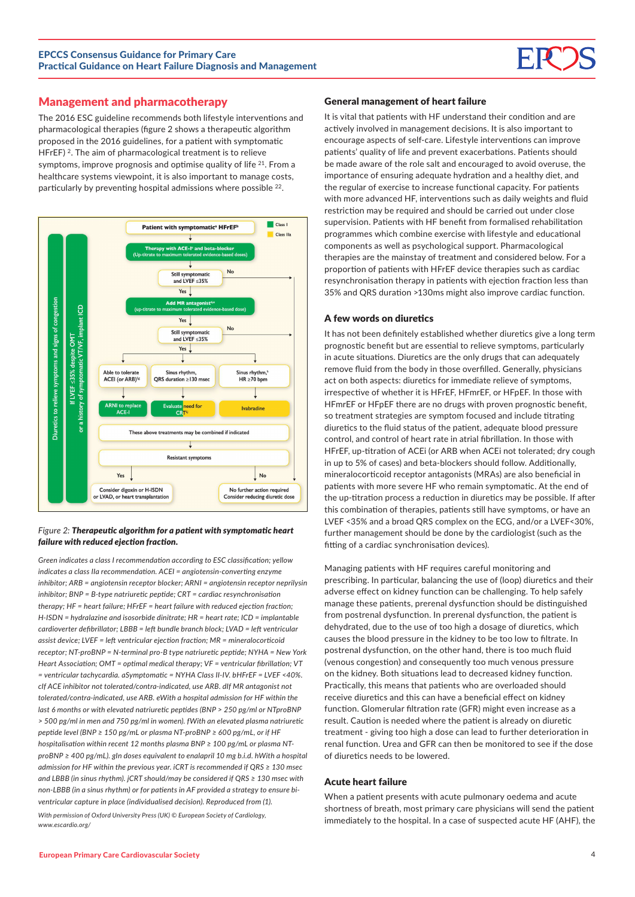## Management and pharmacotherapy

The 2016 ESC guideline recommends both lifestyle interventions and pharmacological therapies (figure 2 shows a therapeutic algorithm proposed in the 2016 guidelines, for a patient with symptomatic HFrEF) [2]. The aim of pharmacological treatment is to relieve symptoms, improve prognosis and optimise quality of life [21]. From a healthcare systems viewpoint, it is also important to manage costs, particularly by preventing hospital admissions where possible [22].

Patient with symptomatic[a] HFrEF[b]

Class I
Class IIa

Therapy with ACE-I[c] and beta-blocker (Up-titrate to maximum tolerated evidence-based doses)

Still symptomatic and LVEF ≤35% — No / Yes

Add MR antagonist[d,e] (up-titrate to maximum tolerated evidence-based dose)

Still symptomatic and LVEF ≤35% — No / Yes

Able to tolerate ACEI (or ARB)[f,g] → ARNI to replace ACE-I

Sinus rhythm, QRS duration ≥130 msec → Evaluate need for CRT[i,j]

Sinus rhythm,[h] HR ≥70 bpm → Ivabradine

These above treatments may be combined if indicated

Resistant symptoms

Yes: Consider digoxin or H-ISDN or LVAD, or heart transplantation

No: No further action required. Consider reducing diuretic dose

Diuretics to relieve symptoms and signs of congestion

If LVEF ≤35% despite OMT or a history of symptomatic VT/VF, implant ICD

*Figure 2:* ***Therapeutic algorithm for a patient with symptomatic heart failure with reduced ejection fraction.***

*Green indicates a class I recommendation according to ESC classification; yellow indicates a class IIa recommendation. ACEI = angiotensin-converting enzyme inhibitor; ARB = angiotensin receptor blocker; ARNI = angiotensin receptor neprilysin inhibitor; BNP = B-type natriuretic peptide; CRT = cardiac resynchronisation therapy; HF = heart failure; HFrEF = heart failure with reduced ejection fraction; H-ISDN = hydralazine and isosorbide dinitrate; HR = heart rate; ICD = implantable cardioverter defibrillator; LBBB = left bundle branch block; LVAD = left ventricular assist device; LVEF = left ventricular ejection fraction; MR = mineralocorticoid receptor; NT-proBNP = N-terminal pro-B type natriuretic peptide; NYHA = New York Heart Association; OMT = optimal medical therapy; VF = ventricular fibrillation; VT = ventricular tachycardia. aSymptomatic = NYHA Class II-IV. bHFrEF = LVEF <40%. cIf ACE inhibitor not tolerated/contra-indicated, use ARB. dIf MR antagonist not tolerated/contra-indicated, use ARB. eWith a hospital admission for HF within the last 6 months or with elevated natriuretic peptides (BNP > 250 pg/ml or NTproBNP > 500 pg/ml in men and 750 pg/ml in women). fWith an elevated plasma natriuretic peptide level (BNP ≥ 150 pg/mL or plasma NT-proBNP ≥ 600 pg/mL, or if HF hospitalisation within recent 12 months plasma BNP ≥ 100 pg/mL or plasma NT-proBNP ≥ 400 pg/mL). gIn doses equivalent to enalapril 10 mg b.i.d. hWith a hospital admission for HF within the previous year. iCRT is recommended if QRS ≥ 130 msec and LBBB (in sinus rhythm). jCRT should/may be considered if QRS ≥ 130 msec with non-LBBB (in a sinus rhythm) or for patients in AF provided a strategy to ensure bi-ventricular capture in place (individualised decision). Reproduced from (1).*

*With permission of Oxford University Press (UK) © European Society of Cardiology, www.escardio.org/*

### General management of heart failure

It is vital that patients with HF understand their condition and are actively involved in management decisions. It is also important to encourage aspects of self-care. Lifestyle interventions can improve patients' quality of life and prevent exacerbations. Patients should be made aware of the role salt and encouraged to avoid overuse, the importance of ensuring adequate hydration and a healthy diet, and the regular of exercise to increase functional capacity. For patients with more advanced HF, interventions such as daily weights and fluid restriction may be required and should be carried out under close supervision. Patients with HF benefit from formalised rehabilitation programmes which combine exercise with lifestyle and educational components as well as psychological support. Pharmacological therapies are the mainstay of treatment and considered below. For a proportion of patients with HFrEF device therapies such as cardiac resynchronisation therapy in patients with ejection fraction less than 35% and QRS duration >130ms might also improve cardiac function.

### A few words on diuretics

It has not been definitely established whether diuretics give a long term prognostic benefit but are essential to relieve symptoms, particularly in acute situations. Diuretics are the only drugs that can adequately remove fluid from the body in those overfilled. Generally, physicians act on both aspects: diuretics for immediate relieve of symptoms, irrespective of whether it is HFrEF, HFmrEF, or HFpEF. In those with HFmrEF or HFpEF there are no drugs with proven prognostic benefit, so treatment strategies are symptom focused and include titrating diuretics to the fluid status of the patient, adequate blood pressure control, and control of heart rate in atrial fibrillation. In those with HFrEF, up-titration of ACEi (or ARB when ACEi not tolerated; dry cough in up to 5% of cases) and beta-blockers should follow. Additionally, mineralocorticoid receptor antagonists (MRAs) are also beneficial in patients with more severe HF who remain symptomatic. At the end of the up-titration process a reduction in diuretics may be possible. If after this combination of therapies, patients still have symptoms, or have an LVEF <35% and a broad QRS complex on the ECG, and/or a LVEF<30%, further management should be done by the cardiologist (such as the fitting of a cardiac synchronisation devices).

Managing patients with HF requires careful monitoring and prescribing. In particular, balancing the use of (loop) diuretics and their adverse effect on kidney function can be challenging. To help safely manage these patients, prerenal dysfunction should be distinguished from postrenal dysfunction. In prerenal dysfunction, the patient is dehydrated, due to the use of too high a dosage of diuretics, which causes the blood pressure in the kidney to be too low to filtrate. In postrenal dysfunction, on the other hand, there is too much fluid (venous congestion) and consequently too much venous pressure on the kidney. Both situations lead to decreased kidney function. Practically, this means that patients who are overloaded should receive diuretics and this can have a beneficial effect on kidney function. Glomerular filtration rate (GFR) might even increase as a result. Caution is needed where the patient is already on diuretic treatment - giving too high a dose can lead to further deterioration in renal function. Urea and GFR can then be monitored to see if the dose of diuretics needs to be lowered.

### Acute heart failure

When a patient presents with acute pulmonary oedema and acute shortness of breath, most primary care physicians will send the patient immediately to the hospital. In a case of suspected acute HF (AHF), the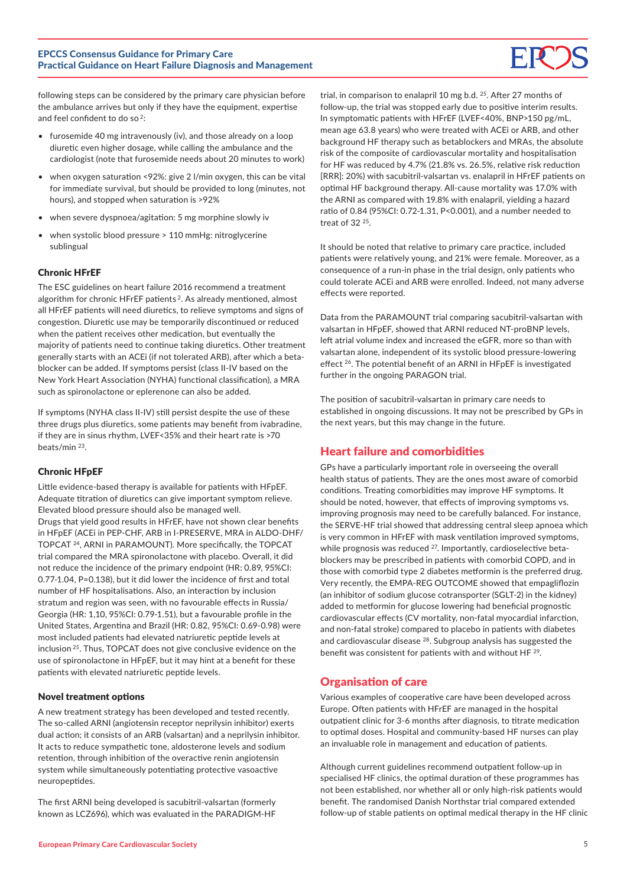following steps can be considered by the primary care physician before the ambulance arrives but only if they have the equipment, expertise and feel confident to do so[2]:

- furosemide 40 mg intravenously (iv), and those already on a loop diuretic even higher dosage, while calling the ambulance and the cardiologist (note that furosemide needs about 20 minutes to work)
- when oxygen saturation <92%: give 2 l/min oxygen, this can be vital for immediate survival, but should be provided to long (minutes, not hours), and stopped when saturation is >92%
- when severe dyspnoea/agitation: 5 mg morphine slowly iv
- when systolic blood pressure > 110 mmHg: nitroglycerine sublingual

### Chronic HFrEF

The ESC guidelines on heart failure 2016 recommend a treatment algorithm for chronic HFrEF patients[2]. As already mentioned, almost all HFrEF patients will need diuretics, to relieve symptoms and signs of congestion. Diuretic use may be temporarily discontinued or reduced when the patient receives other medication, but eventually the majority of patients need to continue taking diuretics. Other treatment generally starts with an ACEi (if not tolerated ARB), after which a beta-blocker can be added. If symptoms persist (class II-IV based on the New York Heart Association (NYHA) functional classification), a MRA such as spironolactone or eplerenone can also be added.

If symptoms (NYHA class II-IV) still persist despite the use of these three drugs plus diuretics, some patients may benefit from ivabradine, if they are in sinus rhythm, LVEF<35% and their heart rate is >70 beats/min[23].

### Chronic HFpEF

Little evidence-based therapy is available for patients with HFpEF. Adequate titration of diuretics can give important symptom relieve. Elevated blood pressure should also be managed well.
Drugs that yield good results in HFrEF, have not shown clear benefits in HFpEF (ACEi in PEP-CHF, ARB in I-PRESERVE, MRA in ALDO-DHF/TOPCAT[24], ARNI in PARAMOUNT). More specifically, the TOPCAT trial compared the MRA spironolactone with placebo. Overall, it did not reduce the incidence of the primary endpoint (HR: 0.89, 95%CI: 0.77-1.04, P=0.138), but it did lower the incidence of first and total number of HF hospitalisations. Also, an interaction by inclusion stratum and region was seen, with no favourable effects in Russia/Georgia (HR: 1,10, 95%CI: 0.79-1.51), but a favourable profile in the United States, Argentina and Brazil (HR: 0.82, 95%CI: 0.69-0.98) were most included patients had elevated natriuretic peptide levels at inclusion[25]. Thus, TOPCAT does not give conclusive evidence on the use of spironolactone in HFpEF, but it may hint at a benefit for these patients with elevated natriuretic peptide levels.

### Novel treatment options

A new treatment strategy has been developed and tested recently. The so-called ARNI (angiotensin receptor neprilysin inhibitor) exerts dual action; it consists of an ARB (valsartan) and a neprilysin inhibitor. It acts to reduce sympathetic tone, aldosterone levels and sodium retention, through inhibition of the overactive renin angiotensin system while simultaneously potentiating protective vasoactive neuropeptides.

The first ARNI being developed is sacubitril-valsartan (formerly known as LCZ696), which was evaluated in the PARADIGM-HF trial, in comparison to enalapril 10 mg b.d.[25]. After 27 months of follow-up, the trial was stopped early due to positive interim results. In symptomatic patients with HFrEF (LVEF<40%, BNP>150 pg/mL, mean age 63.8 years) who were treated with ACEi or ARB, and other background HF therapy such as betablockers and MRAs, the absolute risk of the composite of cardiovascular mortality and hospitalisation for HF was reduced by 4.7% (21.8% vs. 26.5%, relative risk reduction [RRR]: 20%) with sacubitril-valsartan vs. enalapril in HFrEF patients on optimal HF background therapy. All-cause mortality was 17.0% with the ARNI as compared with 19.8% with enalapril, yielding a hazard ratio of 0.84 (95%CI: 0.72-1.31, P<0.001), and a number needed to treat of 32[25].

It should be noted that relative to primary care practice, included patients were relatively young, and 21% were female. Moreover, as a consequence of a run-in phase in the trial design, only patients who could tolerate ACEi and ARB were enrolled. Indeed, not many adverse effects were reported.

Data from the PARAMOUNT trial comparing sacubitril-valsartan with valsartan in HFpEF, showed that ARNI reduced NT-proBNP levels, left atrial volume index and increased the eGFR, more so than with valsartan alone, independent of its systolic blood pressure-lowering effect[26]. The potential benefit of an ARNI in HFpEF is investigated further in the ongoing PARAGON trial.

The position of sacubitril-valsartan in primary care needs to established in ongoing discussions. It may not be prescribed by GPs in the next years, but this may change in the future.

## Heart failure and comorbidities

GPs have a particularly important role in overseeing the overall health status of patients. They are the ones most aware of comorbid conditions. Treating comorbidities may improve HF symptoms. It should be noted, however, that effects of improving symptoms vs. improving prognosis may need to be carefully balanced. For instance, the SERVE-HF trial showed that addressing central sleep apnoea which is very common in HFrEF with mask ventilation improved symptoms, while prognosis was reduced[27]. Importantly, cardioselective beta-blockers may be prescribed in patients with comorbid COPD, and in those with comorbid type 2 diabetes metformin is the preferred drug. Very recently, the EMPA-REG OUTCOME showed that empagliflozin (an inhibitor of sodium glucose cotransporter (SGLT-2) in the kidney) added to metformin for glucose lowering had beneficial prognostic cardiovascular effects (CV mortality, non-fatal myocardial infarction, and non-fatal stroke) compared to placebo in patients with diabetes and cardiovascular disease[28]. Subgroup analysis has suggested the benefit was consistent for patients with and without HF[29].

## Organisation of care

Various examples of cooperative care have been developed across Europe. Often patients with HFrEF are managed in the hospital outpatient clinic for 3-6 months after diagnosis, to titrate medication to optimal doses. Hospital and community-based HF nurses can play an invaluable role in management and education of patients.

Although current guidelines recommend outpatient follow-up in specialised HF clinics, the optimal duration of these programmes has not been established, nor whether all or only high-risk patients would benefit. The randomised Danish Northstar trial compared extended follow-up of stable patients on optimal medical therapy in the HF clinic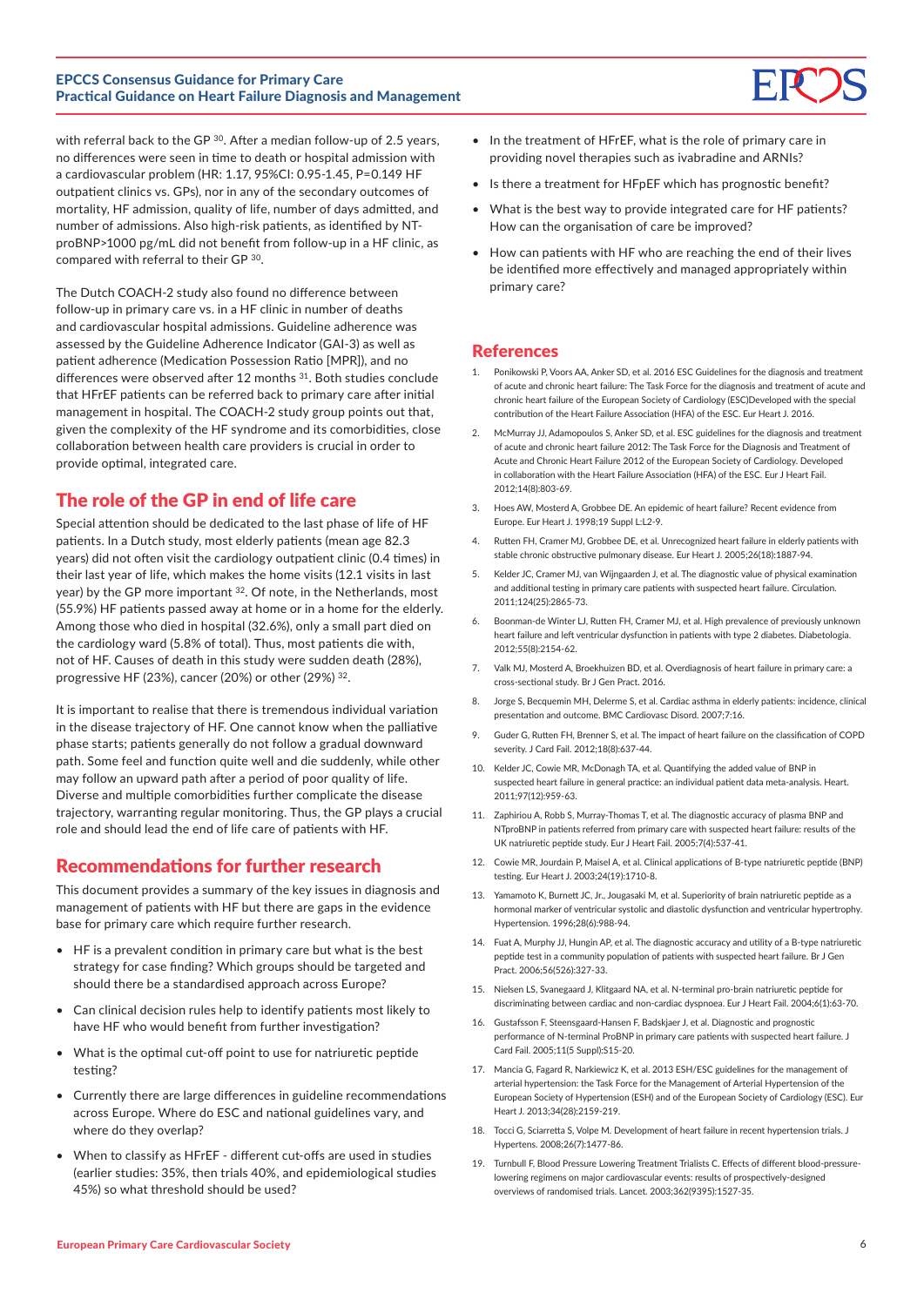with referral back to the GP [30]. After a median follow-up of 2.5 years, no differences were seen in time to death or hospital admission with a cardiovascular problem (HR: 1.17, 95%CI: 0.95-1.45, P=0.149 HF outpatient clinics vs. GPs), nor in any of the secondary outcomes of mortality, HF admission, quality of life, number of days admitted, and number of admissions. Also high-risk patients, as identified by NT-proBNP>1000 pg/mL did not benefit from follow-up in a HF clinic, as compared with referral to their GP [30].

The Dutch COACH-2 study also found no difference between follow-up in primary care vs. in a HF clinic in number of deaths and cardiovascular hospital admissions. Guideline adherence was assessed by the Guideline Adherence Indicator (GAI-3) as well as patient adherence (Medication Possession Ratio [MPR]), and no differences were observed after 12 months [31]. Both studies conclude that HFrEF patients can be referred back to primary care after initial management in hospital. The COACH-2 study group points out that, given the complexity of the HF syndrome and its comorbidities, close collaboration between health care providers is crucial in order to provide optimal, integrated care.

## The role of the GP in end of life care

Special attention should be dedicated to the last phase of life of HF patients. In a Dutch study, most elderly patients (mean age 82.3 years) did not often visit the cardiology outpatient clinic (0.4 times) in their last year of life, which makes the home visits (12.1 visits in last year) by the GP more important [32]. Of note, in the Netherlands, most (55.9%) HF patients passed away at home or in a home for the elderly. Among those who died in hospital (32.6%), only a small part died on the cardiology ward (5.8% of total). Thus, most patients die with, not of HF. Causes of death in this study were sudden death (28%), progressive HF (23%), cancer (20%) or other (29%) [32].

It is important to realise that there is tremendous individual variation in the disease trajectory of HF. One cannot know when the palliative phase starts; patients generally do not follow a gradual downward path. Some feel and function quite well and die suddenly, while other may follow an upward path after a period of poor quality of life. Diverse and multiple comorbidities further complicate the disease trajectory, warranting regular monitoring. Thus, the GP plays a crucial role and should lead the end of life care of patients with HF.

## Recommendations for further research

This document provides a summary of the key issues in diagnosis and management of patients with HF but there are gaps in the evidence base for primary care which require further research.

- HF is a prevalent condition in primary care but what is the best strategy for case finding? Which groups should be targeted and should there be a standardised approach across Europe?
- Can clinical decision rules help to identify patients most likely to have HF who would benefit from further investigation?
- What is the optimal cut-off point to use for natriuretic peptide testing?
- Currently there are large differences in guideline recommendations across Europe. Where do ESC and national guidelines vary, and where do they overlap?
- When to classify as HFrEF - different cut-offs are used in studies (earlier studies: 35%, then trials 40%, and epidemiological studies 45%) so what threshold should be used?
- In the treatment of HFrEF, what is the role of primary care in providing novel therapies such as ivabradine and ARNIs?
- Is there a treatment for HFpEF which has prognostic benefit?
- What is the best way to provide integrated care for HF patients? How can the organisation of care be improved?
- How can patients with HF who are reaching the end of their lives be identified more effectively and managed appropriately within primary care?

## References

1. Ponikowski P, Voors AA, Anker SD, et al. 2016 ESC Guidelines for the diagnosis and treatment of acute and chronic heart failure: The Task Force for the diagnosis and treatment of acute and chronic heart failure of the European Society of Cardiology (ESC)Developed with the special contribution of the Heart Failure Association (HFA) of the ESC. Eur Heart J. 2016.
2. McMurray JJ, Adamopoulos S, Anker SD, et al. ESC guidelines for the diagnosis and treatment of acute and chronic heart failure 2012: The Task Force for the Diagnosis and Treatment of Acute and Chronic Heart Failure 2012 of the European Society of Cardiology. Developed in collaboration with the Heart Failure Association (HFA) of the ESC. Eur J Heart Fail. 2012;14(8):803-69.
3. Hoes AW, Mosterd A, Grobbee DE. An epidemic of heart failure? Recent evidence from Europe. Eur Heart J. 1998;19 Suppl L:L2-9.
4. Rutten FH, Cramer MJ, Grobbee DE, et al. Unrecognized heart failure in elderly patients with stable chronic obstructive pulmonary disease. Eur Heart J. 2005;26(18):1887-94.
5. Kelder JC, Cramer MJ, van Wijngaarden J, et al. The diagnostic value of physical examination and additional testing in primary care patients with suspected heart failure. Circulation. 2011;124(25):2865-73.
6. Boonman-de Winter LJ, Rutten FH, Cramer MJ, et al. High prevalence of previously unknown heart failure and left ventricular dysfunction in patients with type 2 diabetes. Diabetologia. 2012;55(8):2154-62.
7. Valk MJ, Mosterd A, Broekhuizen BD, et al. Overdiagnosis of heart failure in primary care: a cross-sectional study. Br J Gen Pract. 2016.
8. Jorge S, Becquemin MH, Delerme S, et al. Cardiac asthma in elderly patients: incidence, clinical presentation and outcome. BMC Cardiovasc Disord. 2007;7:16.
9. Guder G, Rutten FH, Brenner S, et al. The impact of heart failure on the classification of COPD severity. J Card Fail. 2012;18(8):637-44.
10. Kelder JC, Cowie MR, McDonagh TA, et al. Quantifying the added value of BNP in suspected heart failure in general practice: an individual patient data meta-analysis. Heart. 2011;97(12):959-63.
11. Zaphiriou A, Robb S, Murray-Thomas T, et al. The diagnostic accuracy of plasma BNP and NTproBNP in patients referred from primary care with suspected heart failure: results of the UK natriuretic peptide study. Eur J Heart Fail. 2005;7(4):537-41.
12. Cowie MR, Jourdain P, Maisel A, et al. Clinical applications of B-type natriuretic peptide (BNP) testing. Eur Heart J. 2003;24(19):1710-8.
13. Yamamoto K, Burnett JC, Jr., Jougasaki M, et al. Superiority of brain natriuretic peptide as a hormonal marker of ventricular systolic and diastolic dysfunction and ventricular hypertrophy. Hypertension. 1996;28(6):988-94.
14. Fuat A, Murphy JJ, Hungin AP, et al. The diagnostic accuracy and utility of a B-type natriuretic peptide test in a community population of patients with suspected heart failure. Br J Gen Pract. 2006;56(526):327-33.
15. Nielsen LS, Svanegaard J, Klitgaard NA, et al. N-terminal pro-brain natriuretic peptide for discriminating between cardiac and non-cardiac dyspnoea. Eur J Heart Fail. 2004;6(1):63-70.
16. Gustafsson F, Steensgaard-Hansen F, Badskjaer J, et al. Diagnostic and prognostic performance of N-terminal ProBNP in primary care patients with suspected heart failure. J Card Fail. 2005;11(5 Suppl):S15-20.
17. Mancia G, Fagard R, Narkiewicz K, et al. 2013 ESH/ESC guidelines for the management of arterial hypertension: the Task Force for the Management of Arterial Hypertension of the European Society of Hypertension (ESH) and of the European Society of Cardiology (ESC). Eur Heart J. 2013;34(28):2159-219.
18. Tocci G, Sciarretta S, Volpe M. Development of heart failure in recent hypertension trials. J Hypertens. 2008;26(7):1477-86.
19. Turnbull F, Blood Pressure Lowering Treatment Trialists C. Effects of different blood-pressure-lowering regimens on major cardiovascular events: results of prospectively-designed overviews of randomised trials. Lancet. 2003;362(9395):1527-35.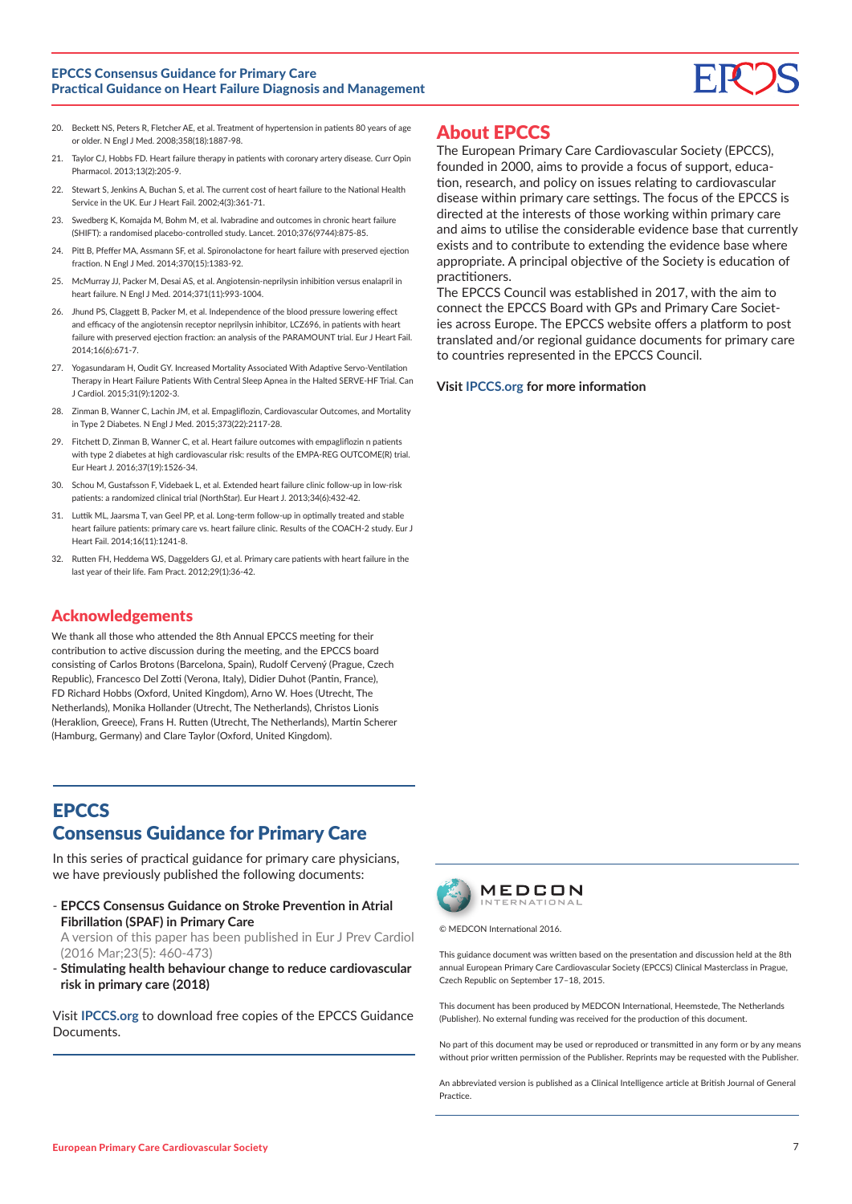20. Beckett NS, Peters R, Fletcher AE, et al. Treatment of hypertension in patients 80 years of age or older. N Engl J Med. 2008;358(18):1887-98.
21. Taylor CJ, Hobbs FD. Heart failure therapy in patients with coronary artery disease. Curr Opin Pharmacol. 2013;13(2):205-9.
22. Stewart S, Jenkins A, Buchan S, et al. The current cost of heart failure to the National Health Service in the UK. Eur J Heart Fail. 2002;4(3):361-71.
23. Swedberg K, Komajda M, Bohm M, et al. Ivabradine and outcomes in chronic heart failure (SHIFT): a randomised placebo-controlled study. Lancet. 2010;376(9744):875-85.
24. Pitt B, Pfeffer MA, Assmann SF, et al. Spironolactone for heart failure with preserved ejection fraction. N Engl J Med. 2014;370(15):1383-92.
25. McMurray JJ, Packer M, Desai AS, et al. Angiotensin-neprilysin inhibition versus enalapril in heart failure. N Engl J Med. 2014;371(11):993-1004.
26. Jhund PS, Claggett B, Packer M, et al. Independence of the blood pressure lowering effect and efficacy of the angiotensin receptor neprilysin inhibitor, LCZ696, in patients with heart failure with preserved ejection fraction: an analysis of the PARAMOUNT trial. Eur J Heart Fail. 2014;16(6):671-7.
27. Yogasundaram H, Oudit GY. Increased Mortality Associated With Adaptive Servo-Ventilation Therapy in Heart Failure Patients With Central Sleep Apnea in the Halted SERVE-HF Trial. Can J Cardiol. 2015;31(9):1202-3.
28. Zinman B, Wanner C, Lachin JM, et al. Empagliflozin, Cardiovascular Outcomes, and Mortality in Type 2 Diabetes. N Engl J Med. 2015;373(22):2117-28.
29. Fitchett D, Zinman B, Wanner C, et al. Heart failure outcomes with empagliflozin n patients with type 2 diabetes at high cardiovascular risk: results of the EMPA-REG OUTCOME(R) trial. Eur Heart J. 2016;37(19):1526-34.
30. Schou M, Gustafsson F, Videbaek L, et al. Extended heart failure clinic follow-up in low-risk patients: a randomized clinical trial (NorthStar). Eur Heart J. 2013;34(6):432-42.
31. Luttik ML, Jaarsma T, van Geel PP, et al. Long-term follow-up in optimally treated and stable heart failure patients: primary care vs. heart failure clinic. Results of the COACH-2 study. Eur J Heart Fail. 2014;16(11):1241-8.
32. Rutten FH, Heddema WS, Daggelders GJ, et al. Primary care patients with heart failure in the last year of their life. Fam Pract. 2012;29(1):36-42.

## Acknowledgements

We thank all those who attended the 8th Annual EPCCS meeting for their contribution to active discussion during the meeting, and the EPCCS board consisting of Carlos Brotons (Barcelona, Spain), Rudolf Cervený (Prague, Czech Republic), Francesco Del Zotti (Verona, Italy), Didier Duhot (Pantin, France), FD Richard Hobbs (Oxford, United Kingdom), Arno W. Hoes (Utrecht, The Netherlands), Monika Hollander (Utrecht, The Netherlands), Christos Lionis (Heraklion, Greece), Frans H. Rutten (Utrecht, The Netherlands), Martin Scherer (Hamburg, Germany) and Clare Taylor (Oxford, United Kingdom).

## EPCCS Consensus Guidance for Primary Care

In this series of practical guidance for primary care physicians, we have previously published the following documents:

- **EPCCS Consensus Guidance on Stroke Prevention in Atrial Fibrillation (SPAF) in Primary Care**
  A version of this paper has been published in Eur J Prev Cardiol (2016 Mar;23(5): 460-473)
- **Stimulating health behaviour change to reduce cardiovascular risk in primary care (2018)**

Visit **IPCCS.org** to download free copies of the EPCCS Guidance Documents.

## About EPCCS

The European Primary Care Cardiovascular Society (EPCCS), founded in 2000, aims to provide a focus of support, education, research, and policy on issues relating to cardiovascular disease within primary care settings. The focus of the EPCCS is directed at the interests of those working within primary care and aims to utilise the considerable evidence base that currently exists and to contribute to extending the evidence base where appropriate. A principal objective of the Society is education of practitioners.

The EPCCS Council was established in 2017, with the aim to connect the EPCCS Board with GPs and Primary Care Societies across Europe. The EPCCS website offers a platform to post translated and/or regional guidance documents for primary care to countries represented in the EPCCS Council.

**Visit IPCCS.org for more information**

MEDCON INTERNATIONAL

© MEDCON International 2016.

This guidance document was written based on the presentation and discussion held at the 8th annual European Primary Care Cardiovascular Society (EPCCS) Clinical Masterclass in Prague, Czech Republic on September 17–18, 2015.

This document has been produced by MEDCON International, Heemstede, The Netherlands (Publisher). No external funding was received for the production of this document.

No part of this document may be used or reproduced or transmitted in any form or by any means without prior written permission of the Publisher. Reprints may be requested with the Publisher.

An abbreviated version is published as a Clinical Intelligence article at British Journal of General Practice.